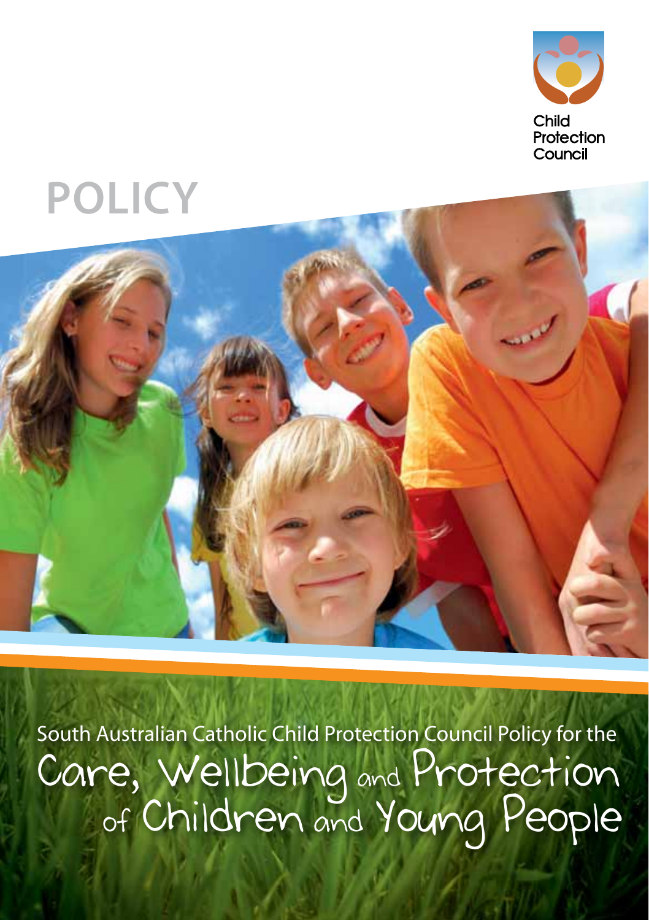Child Protection Council

# POLICY

South Australian Catholic Child Protection Council Policy for the

# Care, Wellbeing and Protection of Children and Young People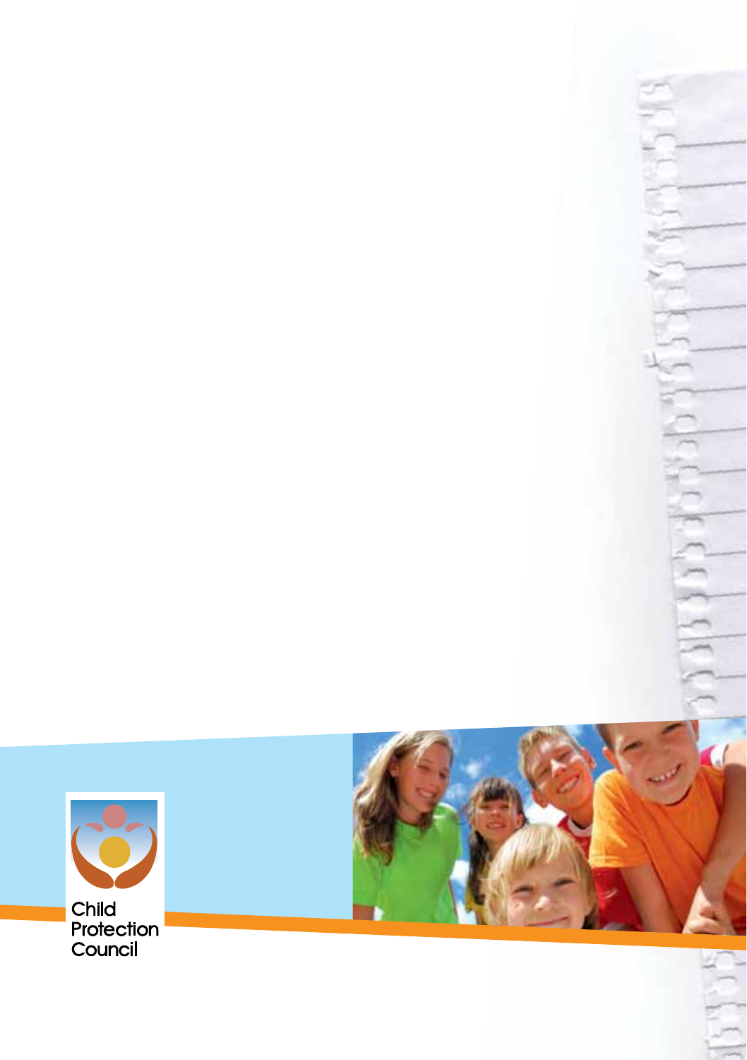Child Protection Council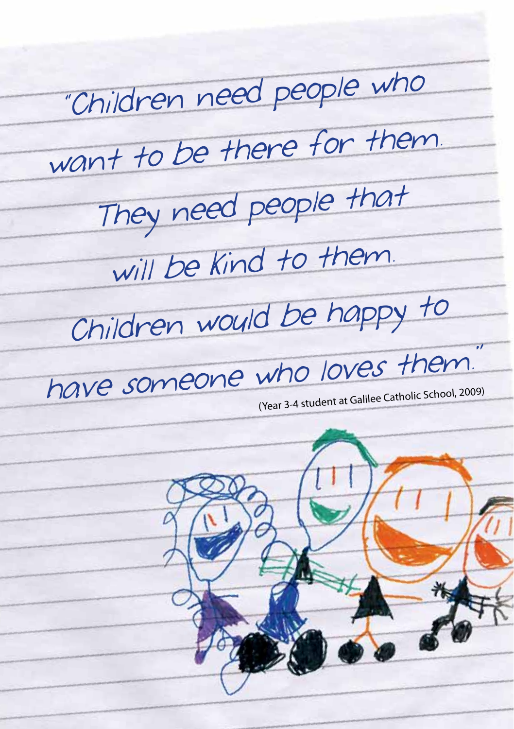"Children need people who want to be there for them. They need people that will be kind to them. Children would be happy to have someone who loves them."

(Year 3-4 student at Galilee Catholic School, 2009)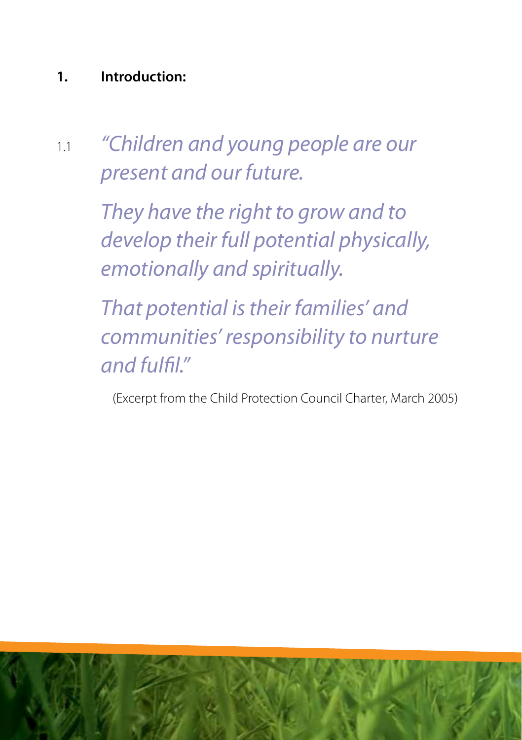## 1. Introduction:

1.1 *"Children and young people are our present and our future.*

*They have the right to grow and to develop their full potential physically, emotionally and spiritually.*

*That potential is their families' and communities' responsibility to nurture and fulfil."*

(Excerpt from the Child Protection Council Charter, March 2005)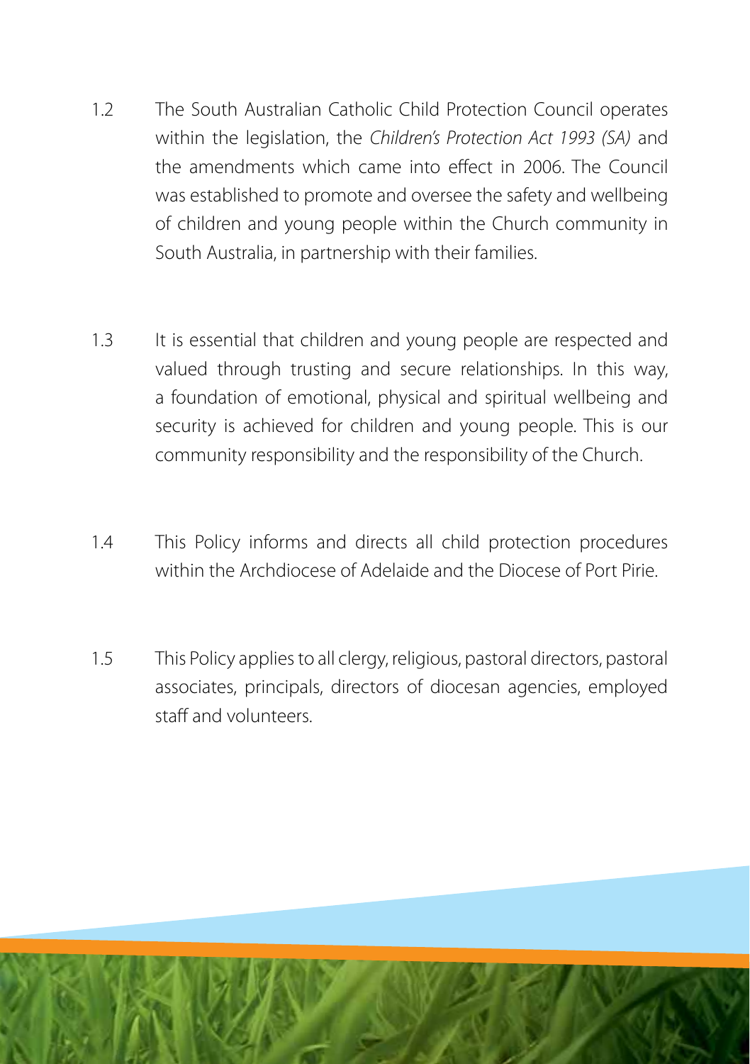1.2 The South Australian Catholic Child Protection Council operates within the legislation, the *Children's Protection Act 1993 (SA)* and the amendments which came into effect in 2006. The Council was established to promote and oversee the safety and wellbeing of children and young people within the Church community in South Australia, in partnership with their families.

1.3 It is essential that children and young people are respected and valued through trusting and secure relationships. In this way, a foundation of emotional, physical and spiritual wellbeing and security is achieved for children and young people. This is our community responsibility and the responsibility of the Church.

1.4 This Policy informs and directs all child protection procedures within the Archdiocese of Adelaide and the Diocese of Port Pirie.

1.5 This Policy applies to all clergy, religious, pastoral directors, pastoral associates, principals, directors of diocesan agencies, employed staff and volunteers.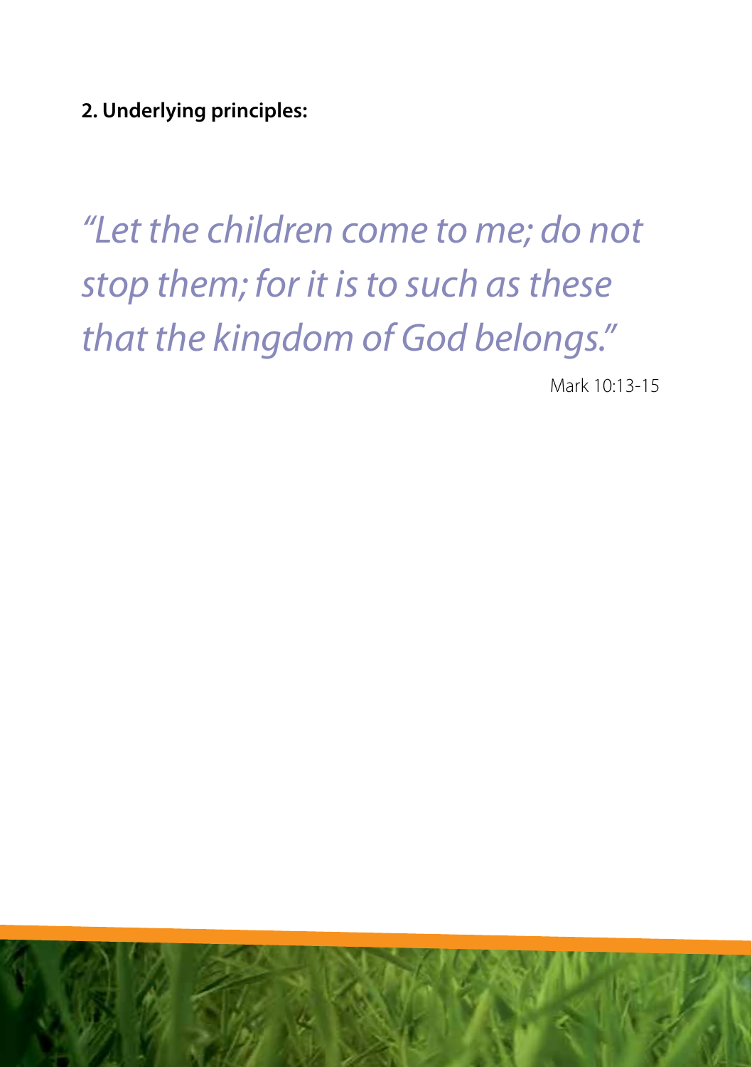**2. Underlying principles:**

*"Let the children come to me; do not stop them; for it is to such as these that the kingdom of God belongs."*

Mark 10:13-15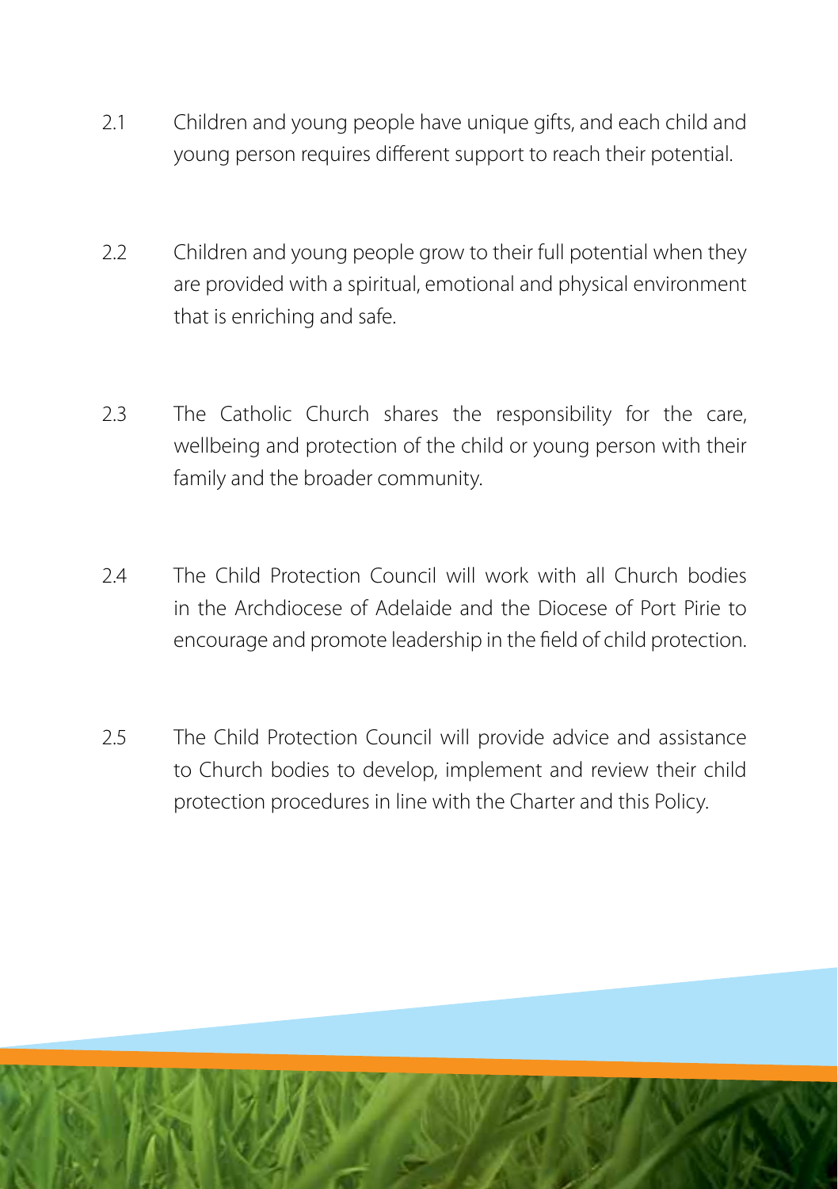2.1 Children and young people have unique gifts, and each child and young person requires different support to reach their potential.

2.2 Children and young people grow to their full potential when they are provided with a spiritual, emotional and physical environment that is enriching and safe.

2.3 The Catholic Church shares the responsibility for the care, wellbeing and protection of the child or young person with their family and the broader community.

2.4 The Child Protection Council will work with all Church bodies in the Archdiocese of Adelaide and the Diocese of Port Pirie to encourage and promote leadership in the field of child protection.

2.5 The Child Protection Council will provide advice and assistance to Church bodies to develop, implement and review their child protection procedures in line with the Charter and this Policy.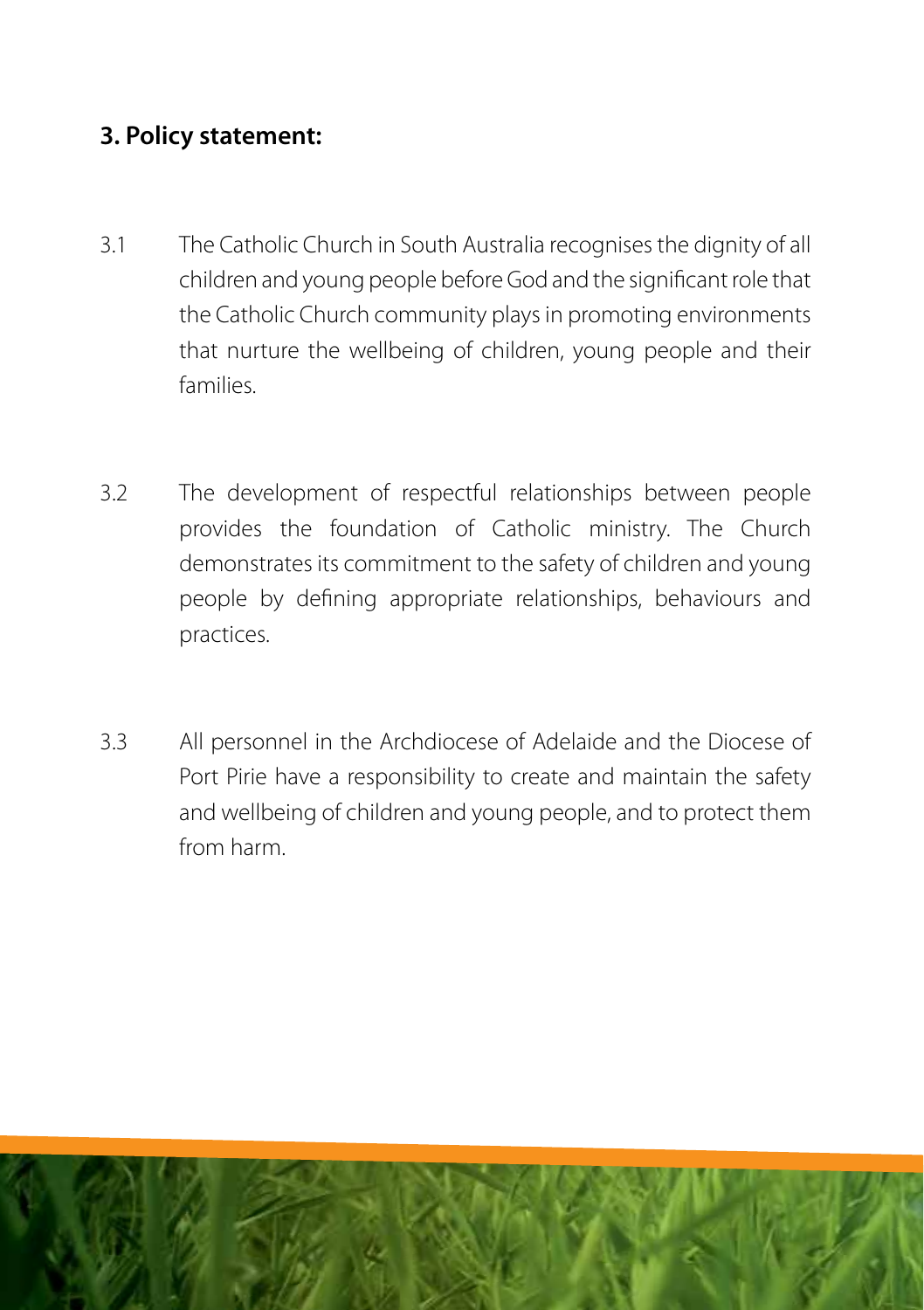## 3. Policy statement:

3.1 The Catholic Church in South Australia recognises the dignity of all children and young people before God and the significant role that the Catholic Church community plays in promoting environments that nurture the wellbeing of children, young people and their families.

3.2 The development of respectful relationships between people provides the foundation of Catholic ministry. The Church demonstrates its commitment to the safety of children and young people by defining appropriate relationships, behaviours and practices.

3.3 All personnel in the Archdiocese of Adelaide and the Diocese of Port Pirie have a responsibility to create and maintain the safety and wellbeing of children and young people, and to protect them from harm.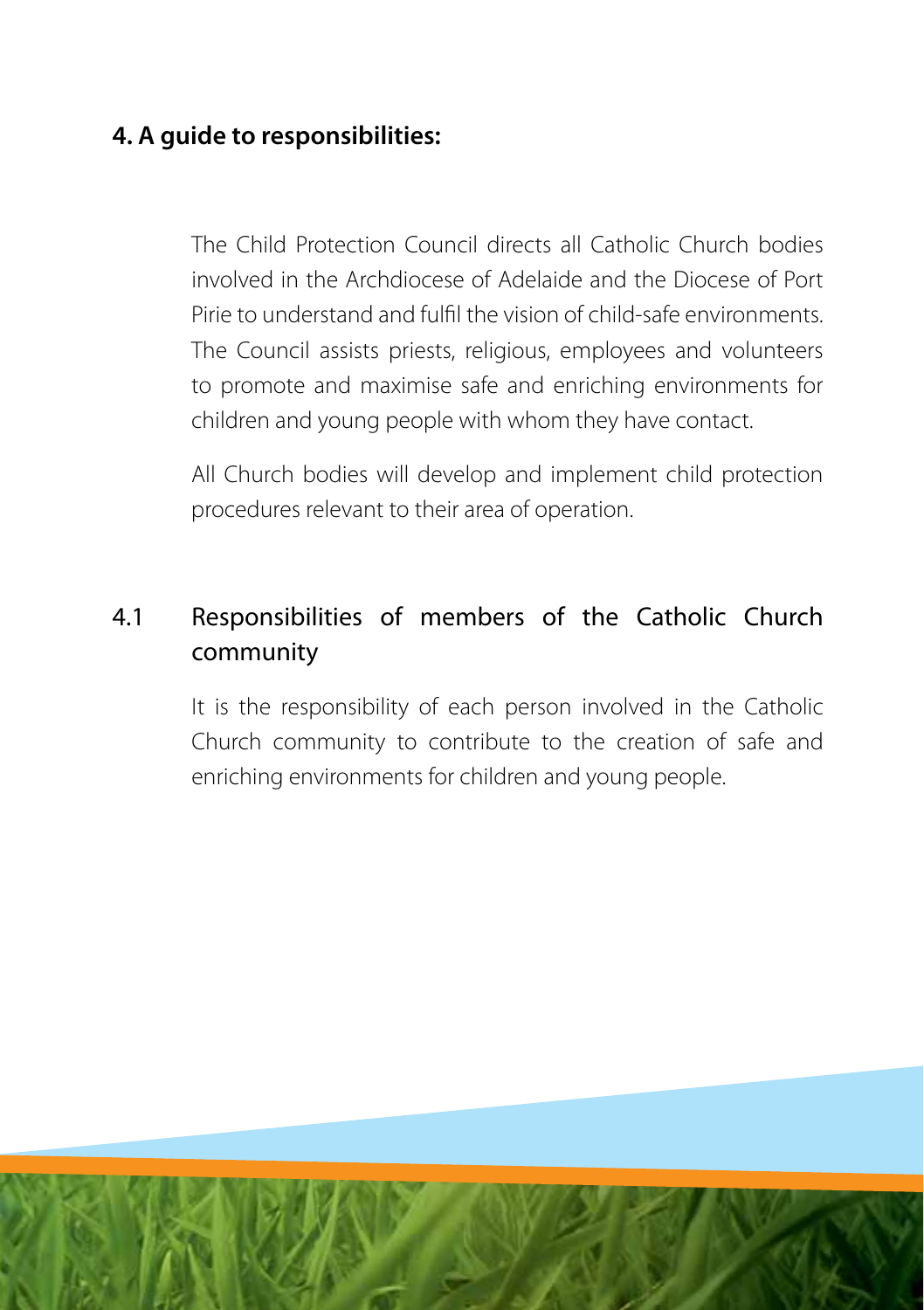## 4. A guide to responsibilities:

The Child Protection Council directs all Catholic Church bodies involved in the Archdiocese of Adelaide and the Diocese of Port Pirie to understand and fulfil the vision of child-safe environments. The Council assists priests, religious, employees and volunteers to promote and maximise safe and enriching environments for children and young people with whom they have contact.

All Church bodies will develop and implement child protection procedures relevant to their area of operation.

### 4.1 Responsibilities of members of the Catholic Church community

It is the responsibility of each person involved in the Catholic Church community to contribute to the creation of safe and enriching environments for children and young people.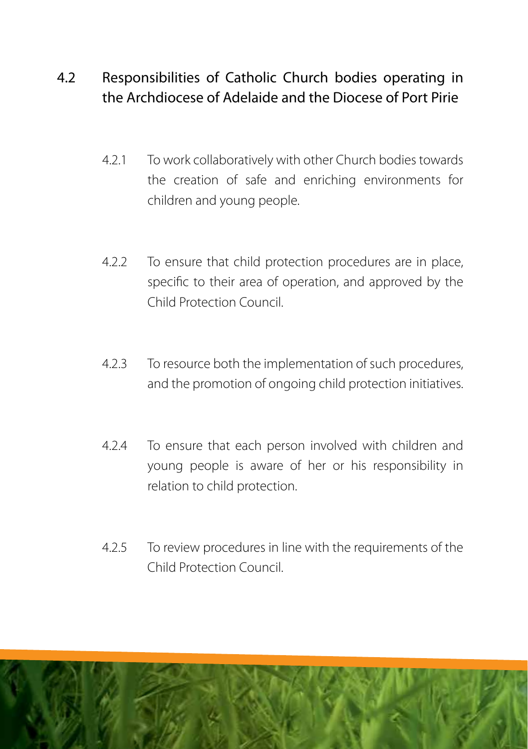## 4.2 Responsibilities of Catholic Church bodies operating in the Archdiocese of Adelaide and the Diocese of Port Pirie

4.2.1 To work collaboratively with other Church bodies towards the creation of safe and enriching environments for children and young people.

4.2.2 To ensure that child protection procedures are in place, specific to their area of operation, and approved by the Child Protection Council.

4.2.3 To resource both the implementation of such procedures, and the promotion of ongoing child protection initiatives.

4.2.4 To ensure that each person involved with children and young people is aware of her or his responsibility in relation to child protection.

4.2.5 To review procedures in line with the requirements of the Child Protection Council.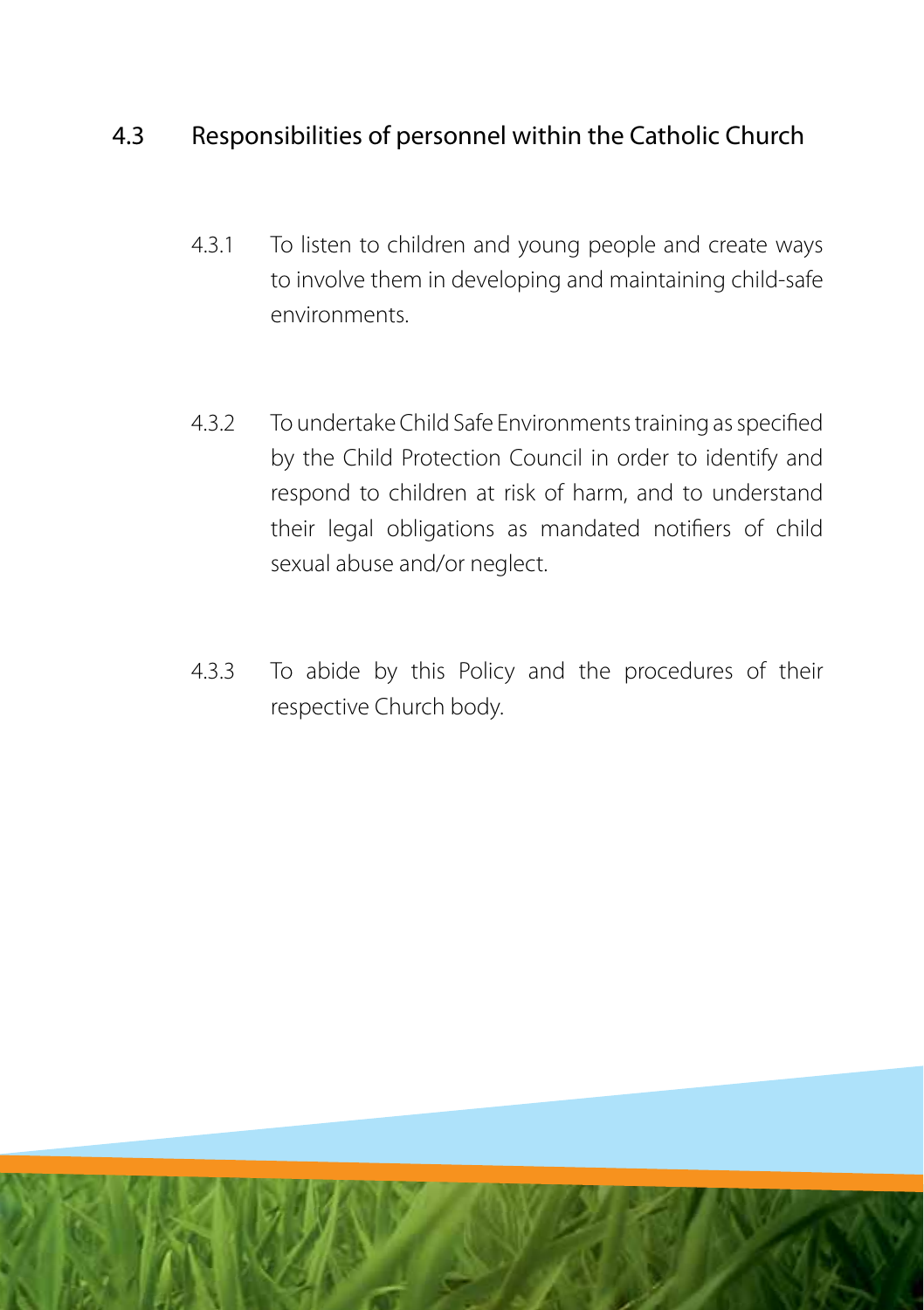## 4.3 Responsibilities of personnel within the Catholic Church

4.3.1 To listen to children and young people and create ways to involve them in developing and maintaining child-safe environments.

4.3.2 To undertake Child Safe Environments training as specified by the Child Protection Council in order to identify and respond to children at risk of harm, and to understand their legal obligations as mandated notifiers of child sexual abuse and/or neglect.

4.3.3 To abide by this Policy and the procedures of their respective Church body.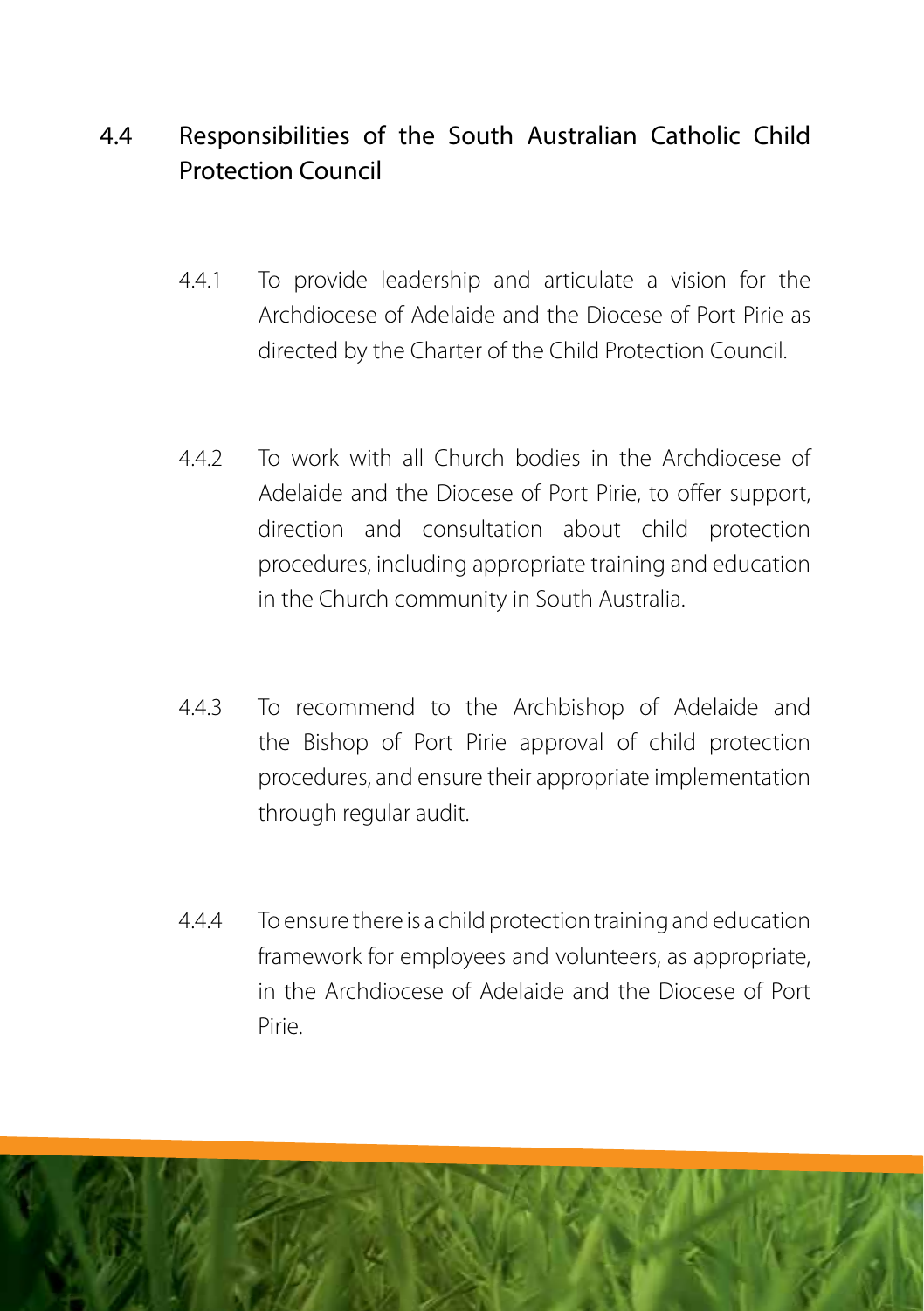## 4.4 Responsibilities of the South Australian Catholic Child Protection Council

4.4.1 To provide leadership and articulate a vision for the Archdiocese of Adelaide and the Diocese of Port Pirie as directed by the Charter of the Child Protection Council.

4.4.2 To work with all Church bodies in the Archdiocese of Adelaide and the Diocese of Port Pirie, to offer support, direction and consultation about child protection procedures, including appropriate training and education in the Church community in South Australia.

4.4.3 To recommend to the Archbishop of Adelaide and the Bishop of Port Pirie approval of child protection procedures, and ensure their appropriate implementation through regular audit.

4.4.4 To ensure there is a child protection training and education framework for employees and volunteers, as appropriate, in the Archdiocese of Adelaide and the Diocese of Port Pirie.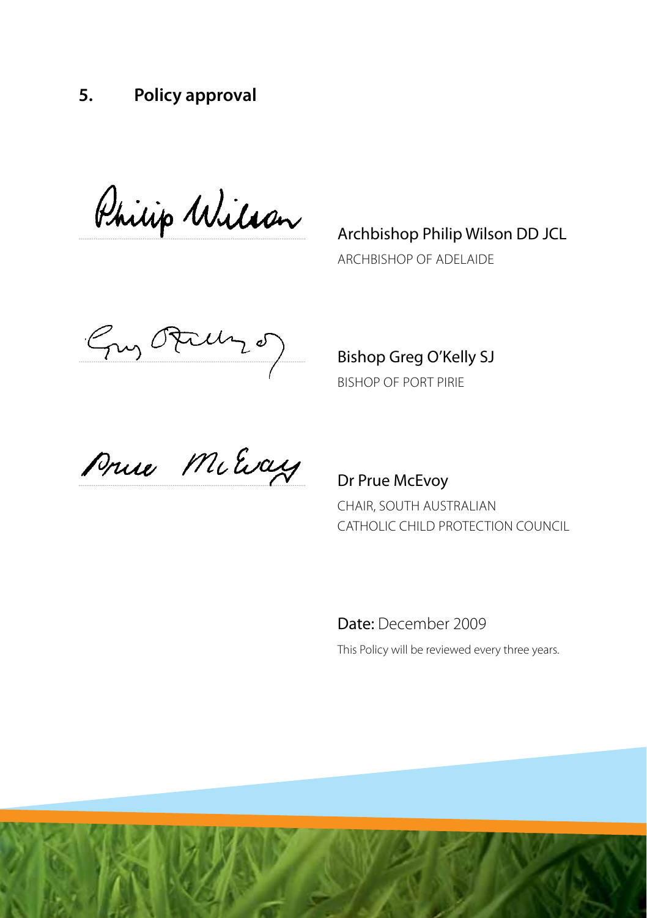## 5. Policy approval

Archbishop Philip Wilson DD JCL
ARCHBISHOP OF ADELAIDE

Bishop Greg O'Kelly SJ
BISHOP OF PORT PIRIE

Dr Prue McEvoy
CHAIR, SOUTH AUSTRALIAN CATHOLIC CHILD PROTECTION COUNCIL

**Date:** December 2009

This Policy will be reviewed every three years.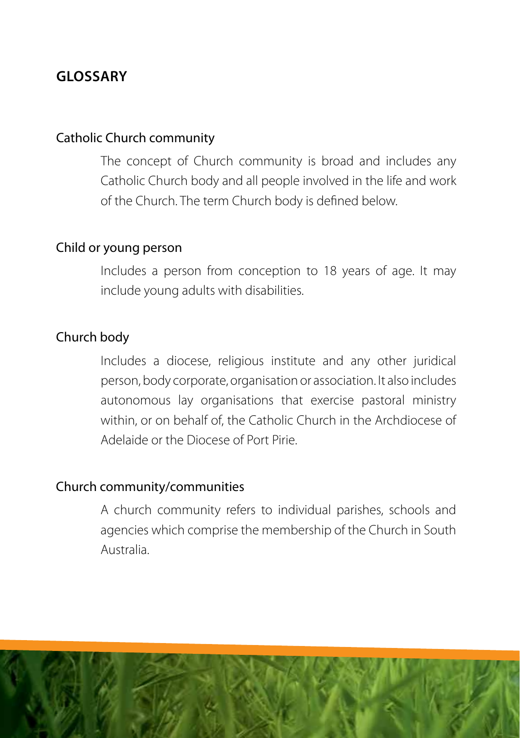## GLOSSARY

### Catholic Church community

The concept of Church community is broad and includes any Catholic Church body and all people involved in the life and work of the Church. The term Church body is defined below.

### Child or young person

Includes a person from conception to 18 years of age. It may include young adults with disabilities.

### Church body

Includes a diocese, religious institute and any other juridical person, body corporate, organisation or association. It also includes autonomous lay organisations that exercise pastoral ministry within, or on behalf of, the Catholic Church in the Archdiocese of Adelaide or the Diocese of Port Pirie.

### Church community/communities

A church community refers to individual parishes, schools and agencies which comprise the membership of the Church in South Australia.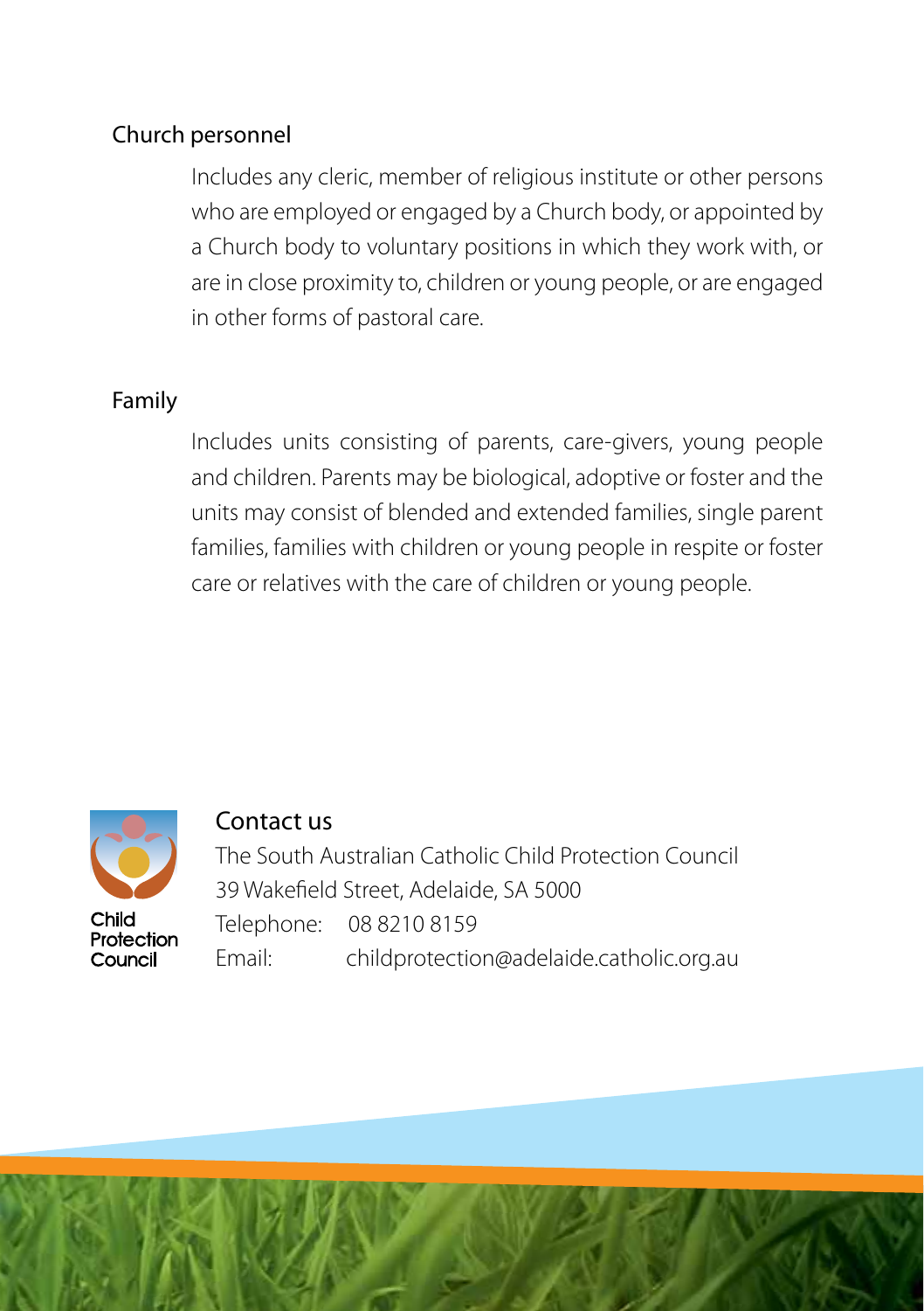### Church personnel

Includes any cleric, member of religious institute or other persons who are employed or engaged by a Church body, or appointed by a Church body to voluntary positions in which they work with, or are in close proximity to, children or young people, or are engaged in other forms of pastoral care.

### Family

Includes units consisting of parents, care-givers, young people and children. Parents may be biological, adoptive or foster and the units may consist of blended and extended families, single parent families, families with children or young people in respite or foster care or relatives with the care of children or young people.

Child Protection Council

## Contact us

The South Australian Catholic Child Protection Council
39 Wakefield Street, Adelaide, SA 5000
Telephone: 08 8210 8159
Email: childprotection@adelaide.catholic.org.au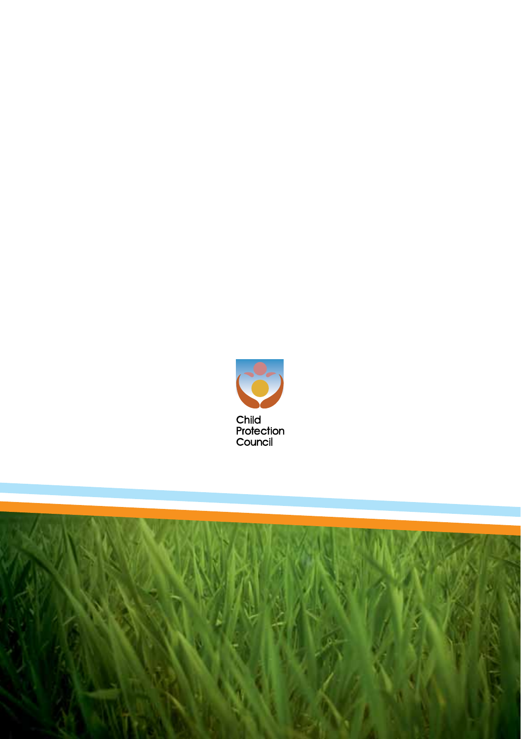Child
Protection
Council